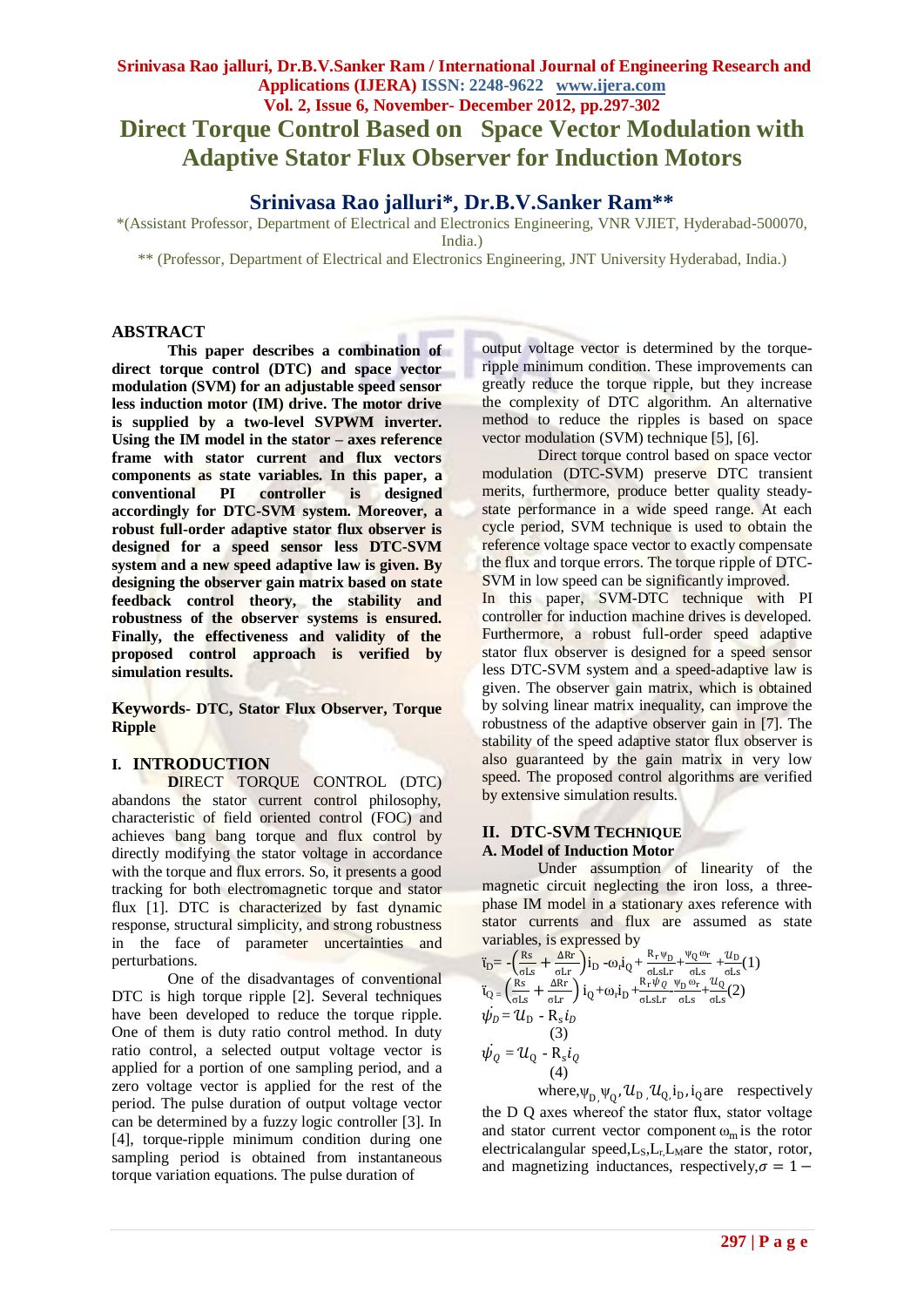# Direct Torque Control Based on Space Vector Modulation with Adaptive Stator Flux Observer for Induction Motors

## Srinivasa Rao jalluri*, Dr.B.V.Sanker Ram**

*(Assistant Professor, Department of Electrical and Electronics Engineering, VNR VJIET, Hyderabad-500070, India.)

** (Professor, Department of Electrical and Electronics Engineering, JNT University Hyderabad, India.)

## ABSTRACT

**This paper describes a combination of direct torque control (DTC) and space vector modulation (SVM) for an adjustable speed sensor less induction motor (IM) drive. The motor drive is supplied by a two-level SVPWM inverter. Using the IM model in the stator – axes reference frame with stator current and flux vectors components as state variables. In this paper, a conventional PI controller is designed accordingly for DTC-SVM system. Moreover, a robust full-order adaptive stator flux observer is designed for a speed sensor less DTC-SVM system and a new speed adaptive law is given. By designing the observer gain matrix based on state feedback control theory, the stability and robustness of the observer systems is ensured. Finally, the effectiveness and validity of the proposed control approach is verified by simulation results.**

**Keywords- DTC, Stator Flux Observer, Torque Ripple**

## I. INTRODUCTION

**D**IRECT TORQUE CONTROL (DTC) abandons the stator current control philosophy, characteristic of field oriented control (FOC) and achieves bang bang torque and flux control by directly modifying the stator voltage in accordance with the torque and flux errors. So, it presents a good tracking for both electromagnetic torque and stator flux [1]. DTC is characterized by fast dynamic response, structural simplicity, and strong robustness in the face of parameter uncertainties and perturbations.

One of the disadvantages of conventional DTC is high torque ripple [2]. Several techniques have been developed to reduce the torque ripple. One of them is duty ratio control method. In duty ratio control, a selected output voltage vector is applied for a portion of one sampling period, and a zero voltage vector is applied for the rest of the period. The pulse duration of output voltage vector can be determined by a fuzzy logic controller [3]. In [4], torque-ripple minimum condition during one sampling period is obtained from instantaneous torque variation equations. The pulse duration of output voltage vector is determined by the torque-ripple minimum condition. These improvements can greatly reduce the torque ripple, but they increase the complexity of DTC algorithm. An alternative method to reduce the ripples is based on space vector modulation (SVM) technique [5], [6].

Direct torque control based on space vector modulation (DTC-SVM) preserve DTC transient merits, furthermore, produce better quality steady-state performance in a wide speed range. At each cycle period, SVM technique is used to obtain the reference voltage space vector to exactly compensate the flux and torque errors. The torque ripple of DTC-SVM in low speed can be significantly improved.

In this paper, SVM-DTC technique with PI controller for induction machine drives is developed. Furthermore, a robust full-order speed adaptive stator flux observer is designed for a speed sensor less DTC-SVM system and a speed-adaptive law is given. The observer gain matrix, which is obtained by solving linear matrix inequality, can improve the robustness of the adaptive observer gain in [7]. The stability of the speed adaptive stator flux observer is also guaranteed by the gain matrix in very low speed. The proposed control algorithms are verified by extensive simulation results.

## II. DTC-SVM TECHNIQUE

### A. Model of Induction Motor

Under assumption of linearity of the magnetic circuit neglecting the iron loss, a three-phase IM model in a stationary axes reference with stator currents and flux are assumed as state variables, is expressed by

$$\dot{i}_D = -\left(\frac{R_s}{\sigma L_s} + \frac{\Delta R_r}{\sigma L_r}\right) i_D - \omega_r i_Q + \frac{R_r \psi_D}{\sigma L_s L_r} + \frac{\psi_Q \omega_r}{\sigma L_s} + \frac{u_D}{\sigma L_s} \quad (1)$$

$$\dot{i}_Q = \left(\frac{R_s}{\sigma L_s} + \frac{\Delta R_r}{\sigma L_r}\right) i_Q + \omega_r i_D + \frac{R_r \psi_Q}{\sigma L_s L_r} - \frac{\psi_D \omega_r}{\sigma L_s} + \frac{u_Q}{\sigma L_s} \quad (2)$$

$$\dot{\psi}_D = u_D - R_s i_D \quad (3)$$

$$\dot{\psi}_Q = u_Q - R_s i_Q \quad (4)$$

where, $\psi_D, \psi_Q, u_D, u_Q, i_D, i_Q$ are respectively the D Q axes whereof the stator flux, stator voltage and stator current vector component $\omega_m$ is the rotor electricalangular speed, $L_S, L_r, L_M$ are the stator, rotor, and magnetizing inductances, respectively, $\sigma = 1 -$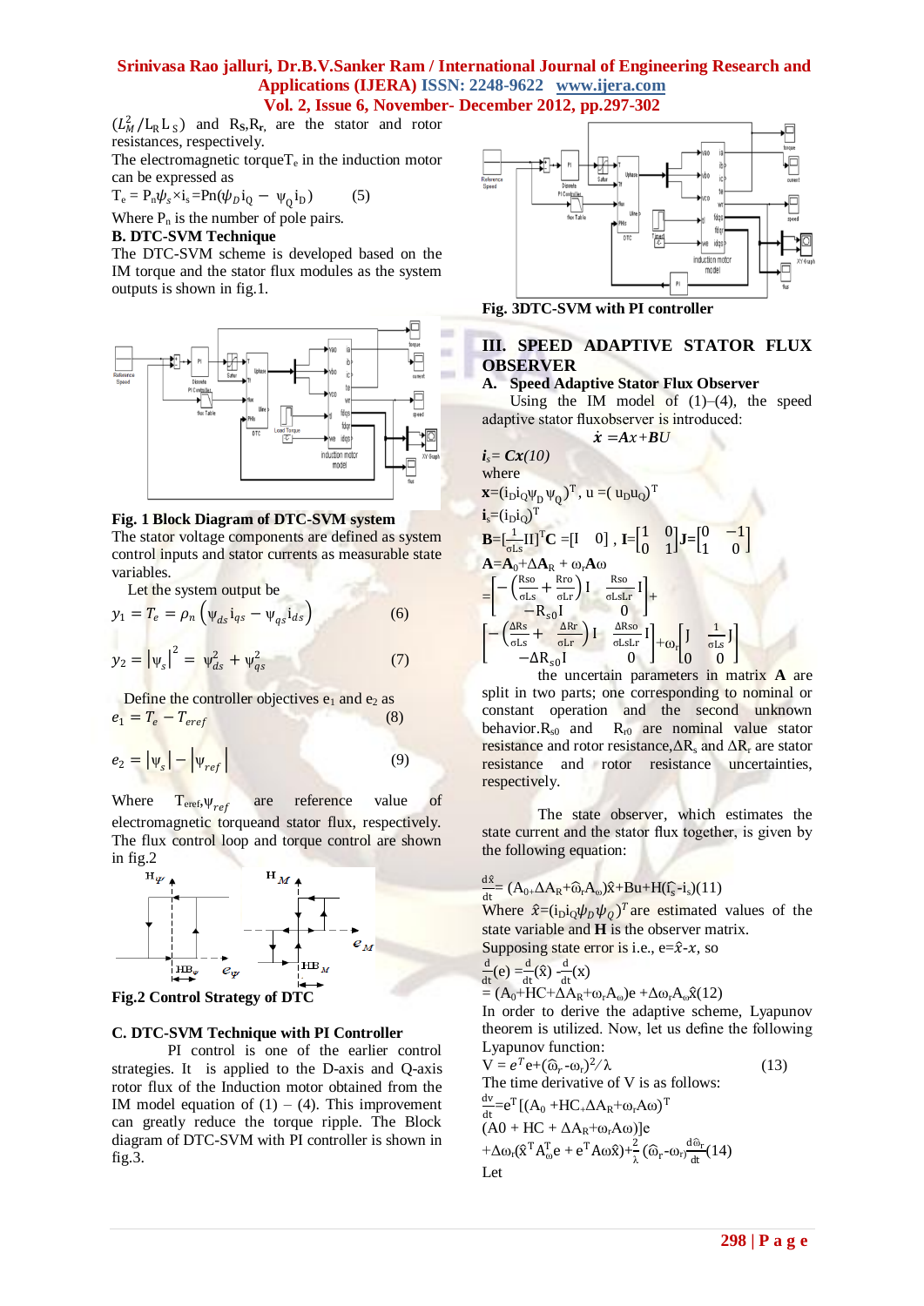$(L_M^2/L_R L_S)$ and $R_S$,$R_r$, are the stator and rotor resistances, respectively.

The electromagnetic torque$T_e$ in the induction motor can be expressed as

$$T_e = P_n\psi_s \times i_s = P_n(\psi_D i_Q - \psi_Q i_D) \quad (5)$$

Where $P_n$ is the number of pole pairs.

### B. DTC-SVM Technique

The DTC-SVM scheme is developed based on the IM torque and the stator flux modules as the system outputs is shown in fig.1.

Fig. 1 Block Diagram of DTC-SVM system

The stator voltage components are defined as system control inputs and stator currents as measurable state variables.

Let the system output be

$$y_1 = T_e = \rho_n\left(\psi_{ds} i_{qs} - \psi_{qs} i_{ds}\right) \quad (6)$$

$$y_2 = |\psi_s|^2 = \psi_{ds}^2 + \psi_{qs}^2 \quad (7)$$

Define the controller objectives $e_1$ and $e_2$ as

$$e_1 = T_e - T_{eref} \quad (8)$$

$$e_2 = |\psi_s| - |\psi_{ref}| \quad (9)$$

Where $T_{eref}$,$\psi_{ref}$ are reference value of electromagnetic torqueand stator flux, respectively. The flux control loop and torque control are shown in fig.2

Fig.2 Control Strategy of DTC

### C. DTC-SVM Technique with PI Controller

PI control is one of the earlier control strategies. It is applied to the D-axis and Q-axis rotor flux of the Induction motor obtained from the IM model equation of (1) – (4). This improvement can greatly reduce the torque ripple. The Block diagram of DTC-SVM with PI controller is shown in fig.3.

Fig. 3DTC-SVM with PI controller

## III. SPEED ADAPTIVE STATOR FLUX OBSERVER

### A. Speed Adaptive Stator Flux Observer

Using the IM model of (1)–(4), the speed adaptive stator fluxobserver is introduced:

$$\dot{x} = Ax + BU$$

$$i_s = Cx \quad (10)$$

where

$x = (i_D i_Q \psi_D \psi_Q)^T$, $u = (u_D u_Q)^T$

$i_s = (i_D i_Q)^T$

$$B = \left[\frac{1}{\sigma L_s} I I\right]^T C = [I \quad 0], \; I = \begin{bmatrix}1 & 0\\ 0 & 1\end{bmatrix} J = \begin{bmatrix}0 & -1\\ 1 & 0\end{bmatrix}$$

$$A = A_0 + \Delta A_R + \omega_r A\omega$$

$$= \begin{bmatrix} -\left(\frac{R_{so}}{\sigma L_s} + \frac{R_{ro}}{\sigma L_r}\right) I & \frac{R_{so}}{\sigma L_s L_r} I \\ -R_{s0} I & 0 \end{bmatrix} + \begin{bmatrix} -\left(\frac{\Delta R_s}{\sigma L_s} + \frac{\Delta R_r}{\sigma L_r}\right) I & \frac{\Delta R_{so}}{\sigma L_s L_r} I \\ -\Delta R_{s0} I & 0 \end{bmatrix} + \omega_r \begin{bmatrix} J & \frac{1}{\sigma L_s} J \\ 0 & 0 \end{bmatrix}$$

the uncertain parameters in matrix **A** are split in two parts; one corresponding to nominal or constant operation and the second unknown behavior.$R_{s0}$ and $R_{r0}$ are nominal value stator resistance and rotor resistance,$\Delta R_s$ and $\Delta R_r$ are stator resistance and rotor resistance uncertainties, respectively.

The state observer, which estimates the state current and the stator flux together, is given by the following equation:

$$\frac{d\hat{x}}{dt} = (A_0 + \Delta A_R + \hat{\omega}_r A_\omega)\hat{x} + Bu + H(\hat{i}_s - i_s) \quad (11)$$

Where $\hat{x} = (i_D i_Q \psi_D \psi_Q)^T$ are estimated values of the state variable and **H** is the observer matrix.

Supposing state error is i.e., $e = \hat{x} - x$, so

$$\frac{d}{dt}(e) = \frac{d}{dt}(\hat{x}) - \frac{d}{dt}(x)$$

$$= (A_0 + HC + \Delta A_R + \omega_r A_\omega)e + \Delta\omega_r A_\omega \hat{x} \quad (12)$$

In order to derive the adaptive scheme, Lyapunov theorem is utilized. Now, let us define the following Lyapunov function:

$$V = e^T e + (\hat{\omega}_r - \omega_r)^2/\lambda \quad (13)$$

The time derivative of V is as follows:

$$\frac{dv}{dt} = e^T[(A_0 + HC + \Delta A_R + \omega_r A\omega)^T (A0 + HC + \Delta A_R + \omega_r A\omega)]e + \Delta\omega_r(\hat{x}^T A_\omega^T e + e^T A\omega\hat{x}) + \frac{2}{\lambda}(\hat{\omega}_r - \omega_r)\frac{d\hat{\omega}_r}{dt} \quad (14)$$

Let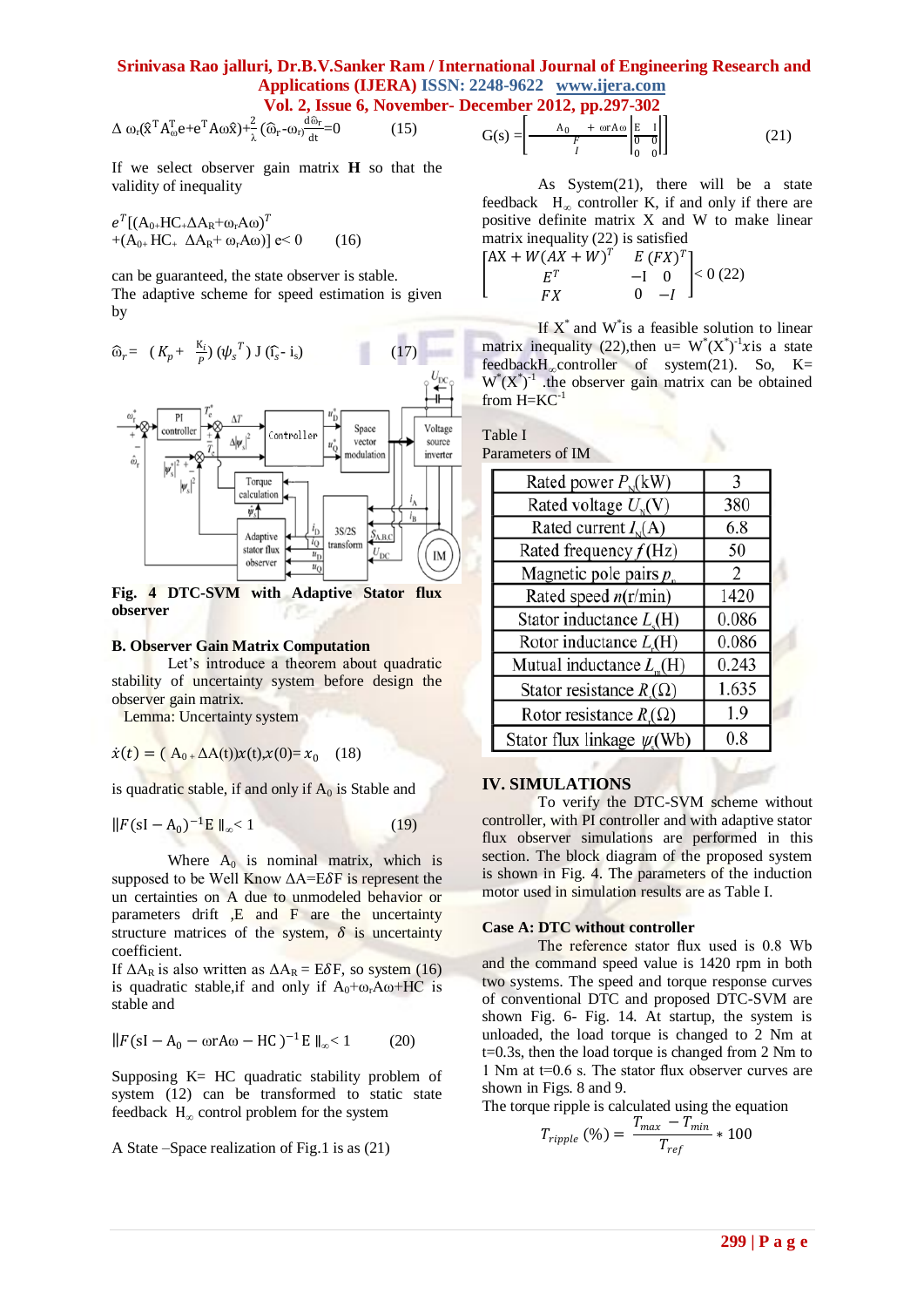$$\Delta\ \omega_r(\hat{x}^T A_\omega^T e + e^T A\omega\hat{x}) + \frac{2}{\lambda}(\hat{\omega}_r - \omega_r)\frac{d\hat{\omega}_r}{dt} = 0 \qquad (15)$$

If we select observer gain matrix **H** so that the validity of inequality

$$e^T[(A_0 + HC + \Delta A_R + \omega_r A\omega)^T + (A_0 + HC + \Delta A_R + \omega_r A\omega)]\ e < 0 \qquad (16)$$

can be guaranteed, the state observer is stable.

The adaptive scheme for speed estimation is given by

$$\hat{\omega}_r = \left(K_p + \frac{K_i}{p}\right)(\psi_s^T)\ J\ (\hat{i}_s - i_s) \qquad (17)$$

Fig. 4 DTC-SVM with Adaptive Stator flux observer

### B. Observer Gain Matrix Computation

Let's introduce a theorem about quadratic stability of uncertainty system before design the observer gain matrix.

Lemma: Uncertainty system

$$\dot{x}(t) = (A_0 + \Delta A(t))x(t), x(0) = x_0 \qquad (18)$$

is quadratic stable, if and only if $A_0$ is Stable and

$$\| F(sI - A_0)^{-1}E \|_\infty < 1 \qquad (19)$$

Where $A_0$ is nominal matrix, which is supposed to be Well Know $\Delta A = E\delta F$ is represent the un certainties on A due to unmodeled behavior or parameters drift ,E and F are the uncertainty structure matrices of the system, $\delta$ is uncertainty coefficient.

If $\Delta A_R$ is also written as $\Delta A_R = E\delta F$, so system (16) is quadratic stable,if and only if $A_0 + \omega_r A\omega + HC$ is stable and

$$\| F(sI - A_0 - \omega r A\omega - HC)^{-1} E \|_\infty < 1 \qquad (20)$$

Supposing K= HC quadratic stability problem of system (12) can be transformed to static state feedback $H_\infty$ control problem for the system

A State –Space realization of Fig.1 is as (21)

$$G(s) = \left[\begin{array}{c|c} A_0 + \omega r A\omega & \begin{matrix} E & I \end{matrix} \\ \hline F & \begin{matrix} 0 & 0 \end{matrix} \\ I & \begin{matrix} 0 & 0 \end{matrix} \end{array}\right] \qquad (21)$$

As System(21), there will be a state feedback $H_\infty$ controller K, if and only if there are positive definite matrix X and W to make linear matrix inequality (22) is satisfied

$$\begin{bmatrix} AX + W(AX+W)^T & E & (FX)^T \\ E^T & -I & 0 \\ FX & 0 & -I \end{bmatrix} < 0 \qquad (22)$$

If $X^*$ and $W^*$is a feasible solution to linear matrix inequality (22),then $u = W^*(X^*)^{-1}x$is a state feedback$H_\infty$controller of system(21). So, $K = W^*(X^*)^{-1}$ .the observer gain matrix can be obtained from $H = KC^{-1}$

Table I
Parameters of IM

| Rated power $P_N$(kW) | 3 |
|---|---|
| Rated voltage $U_N$(V) | 380 |
| Rated current $I_N$(A) | 6.8 |
| Rated frequency $f$(Hz) | 50 |
| Magnetic pole pairs $p_n$ | 2 |
| Rated speed $n$(r/min) | 1420 |
| Stator inductance $L_s$(H) | 0.086 |
| Rotor inductance $L_r$(H) | 0.086 |
| Mutual inductance $L_m$(H) | 0.243 |
| Stator resistance $R_s$(Ω) | 1.635 |
| Rotor resistance $R_r$(Ω) | 1.9 |
| Stator flux linkage $\psi_s$(Wb) | 0.8 |

## IV. SIMULATIONS

To verify the DTC-SVM scheme without controller, with PI controller and with adaptive stator flux observer simulations are performed in this section. The block diagram of the proposed system is shown in Fig. 4. The parameters of the induction motor used in simulation results are as Table I.

### Case A: DTC without controller

The reference stator flux used is 0.8 Wb and the command speed value is 1420 rpm in both two systems. The speed and torque response curves of conventional DTC and proposed DTC-SVM are shown Fig. 6- Fig. 14. At startup, the system is unloaded, the load torque is changed to 2 Nm at t=0.3s, then the load torque is changed from 2 Nm to 1 Nm at t=0.6 s. The stator flux observer curves are shown in Figs. 8 and 9.

The torque ripple is calculated using the equation

$$T_{ripple}\ (\%) = \frac{T_{max} - T_{min}}{T_{ref}} * 100$$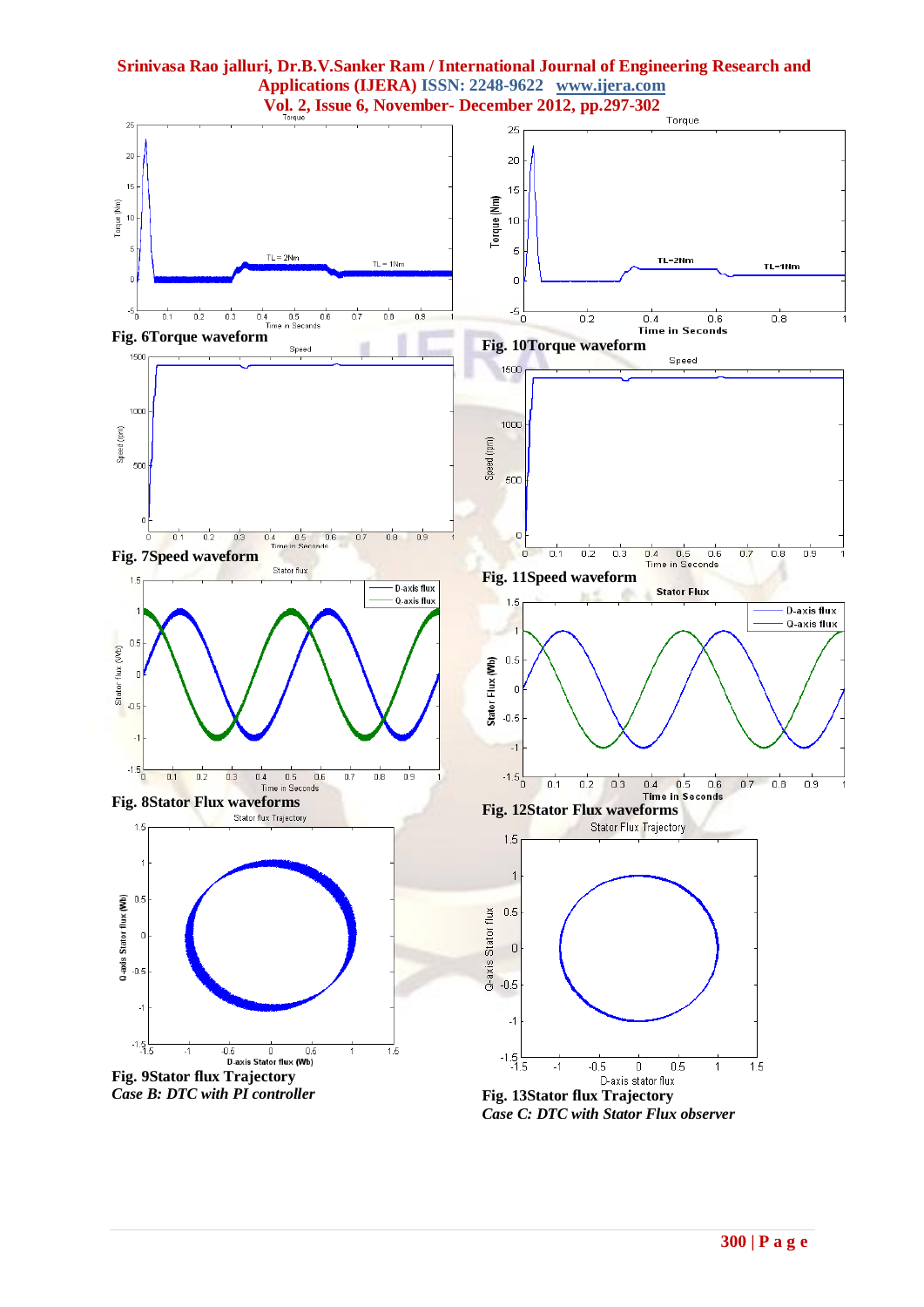Fig. 6Torque waveform

Fig. 7Speed waveform

Fig. 8Stator Flux waveforms

Fig. 9Stator flux Trajectory

*Case B: DTC with PI controller*

Fig. 10Torque waveform

Fig. 11Speed waveform

Fig. 12Stator Flux waveforms

Fig. 13Stator flux Trajectory

*Case C: DTC with Stator Flux observer*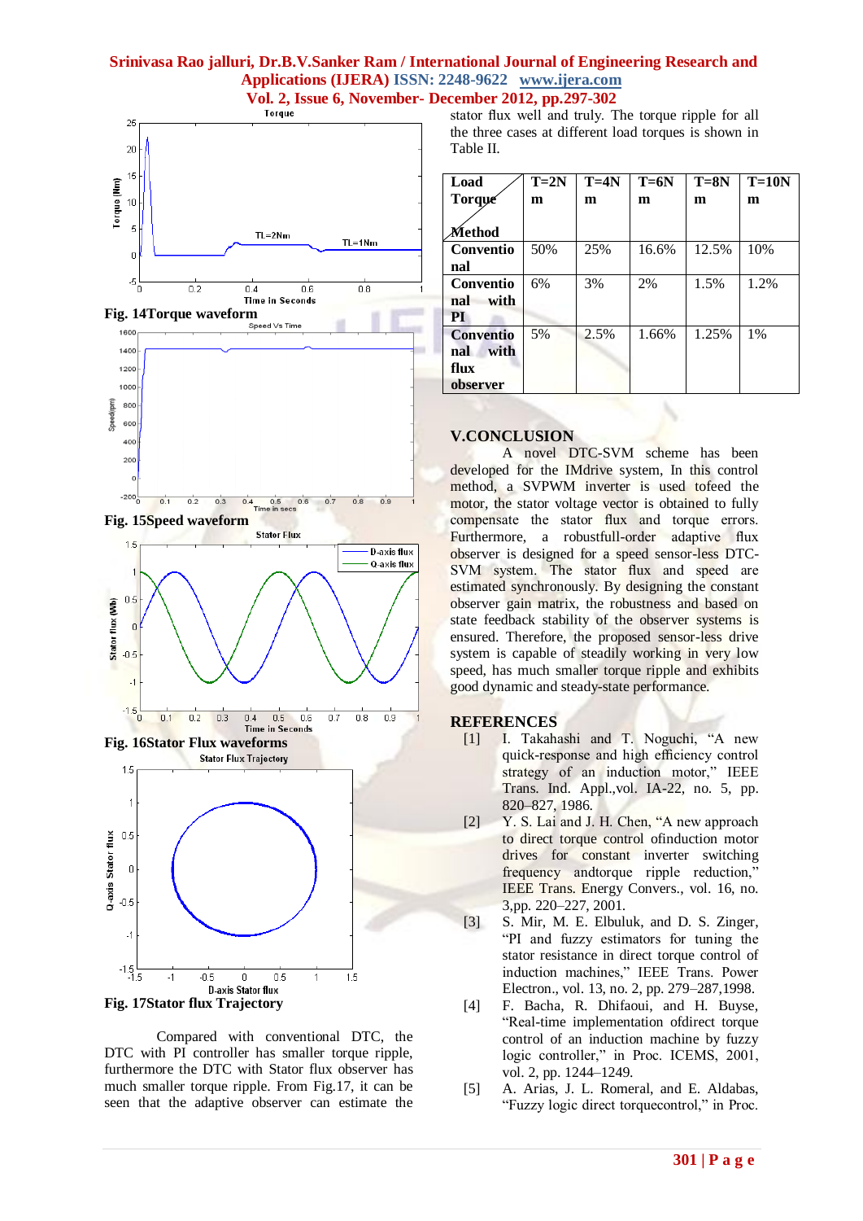Fig. 14Torque waveform

Fig. 15Speed waveform

Fig. 16Stator Flux waveforms

Fig. 17Stator flux Trajectory

Compared with conventional DTC, the DTC with PI controller has smaller torque ripple, furthermore the DTC with Stator flux observer has much smaller torque ripple. From Fig.17, it can be seen that the adaptive observer can estimate the stator flux well and truly. The torque ripple for all the three cases at different load torques is shown in Table II.

| Load Torque / Method | T=2Nm | T=4Nm | T=6Nm | T=8Nm | T=10Nm |
|---|---|---|---|---|---|
| Conventional | 50% | 25% | 16.6% | 12.5% | 10% |
| Conventional with PI | 6% | 3% | 2% | 1.5% | 1.2% |
| Conventional with flux observer | 5% | 2.5% | 1.66% | 1.25% | 1% |

## V.CONCLUSION

A novel DTC-SVM scheme has been developed for the IMdrive system, In this control method, a SVPWM inverter is used tofeed the motor, the stator voltage vector is obtained to fully compensate the stator flux and torque errors. Furthermore, a robustfull-order adaptive flux observer is designed for a speed sensor-less DTC-SVM system. The stator flux and speed are estimated synchronously. By designing the constant observer gain matrix, the robustness and based on state feedback stability of the observer systems is ensured. Therefore, the proposed sensor-less drive system is capable of steadily working in very low speed, has much smaller torque ripple and exhibits good dynamic and steady-state performance.

## REFERENCES

[1] I. Takahashi and T. Noguchi, "A new quick-response and high efficiency control strategy of an induction motor," IEEE Trans. Ind. Appl.,vol. IA-22, no. 5, pp. 820–827, 1986.

[2] Y. S. Lai and J. H. Chen, "A new approach to direct torque control ofinduction motor drives for constant inverter switching frequency andtorque ripple reduction," IEEE Trans. Energy Convers., vol. 16, no. 3,pp. 220–227, 2001.

[3] S. Mir, M. E. Elbuluk, and D. S. Zinger, "PI and fuzzy estimators for tuning the stator resistance in direct torque control of induction machines," IEEE Trans. Power Electron., vol. 13, no. 2, pp. 279–287,1998.

[4] F. Bacha, R. Dhifaoui, and H. Buyse, "Real-time implementation ofdirect torque control of an induction machine by fuzzy logic controller," in Proc. ICEMS, 2001, vol. 2, pp. 1244–1249.

[5] A. Arias, J. L. Romeral, and E. Aldabas, "Fuzzy logic direct torquecontrol," in Proc.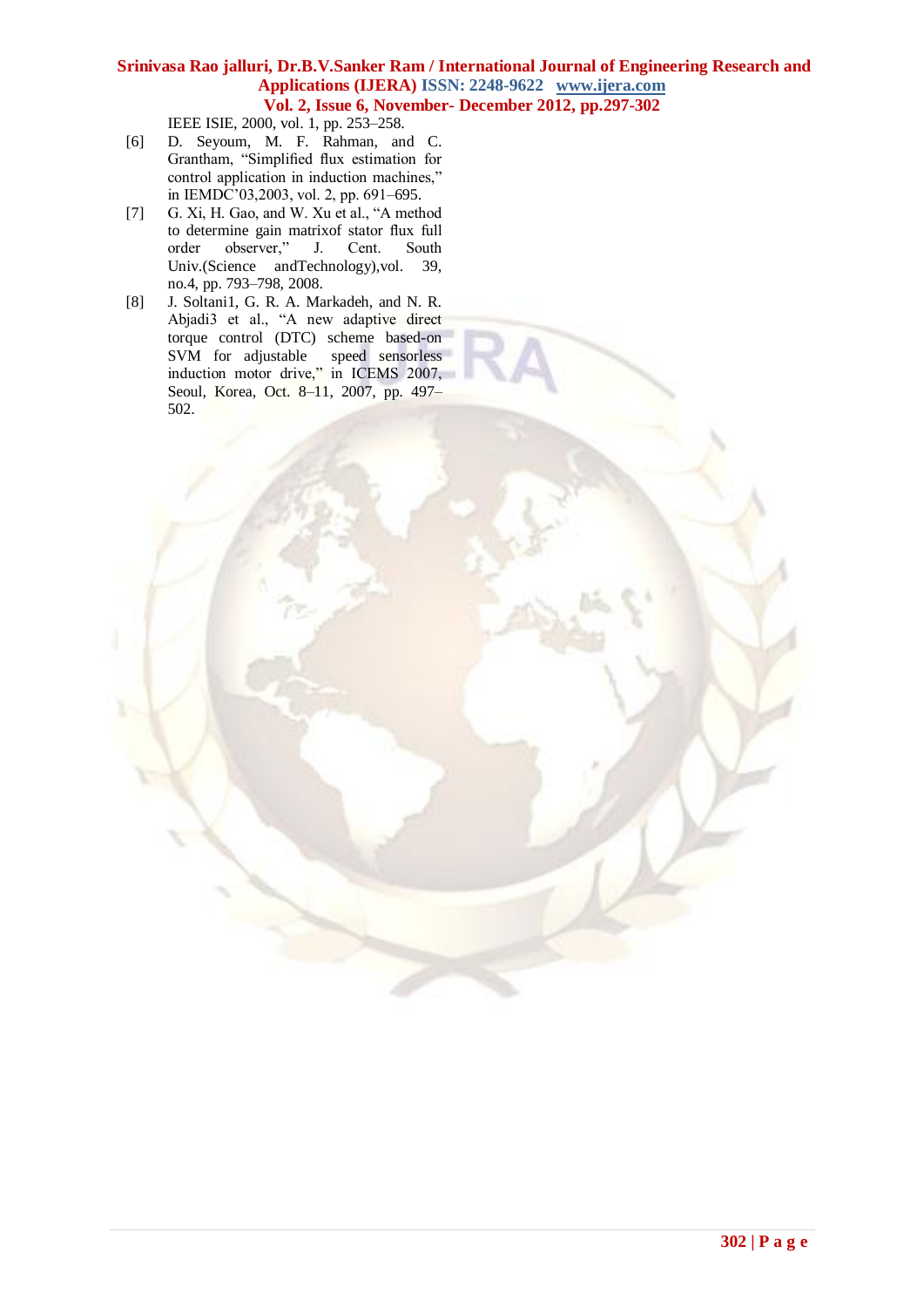IEEE ISIE, 2000, vol. 1, pp. 253–258.

[6] D. Seyoum, M. F. Rahman, and C. Grantham, "Simplified flux estimation for control application in induction machines," in IEMDC'03,2003, vol. 2, pp. 691–695.

[7] G. Xi, H. Gao, and W. Xu et al., "A method to determine gain matrixof stator flux full order observer," J. Cent. South Univ.(Science andTechnology),vol. 39, no.4, pp. 793–798, 2008.

[8] J. Soltani1, G. R. A. Markadeh, and N. R. Abjadi3 et al., "A new adaptive direct torque control (DTC) scheme based-on SVM for adjustable speed sensorless induction motor drive," in ICEMS 2007, Seoul, Korea, Oct. 8–11, 2007, pp. 497–502.